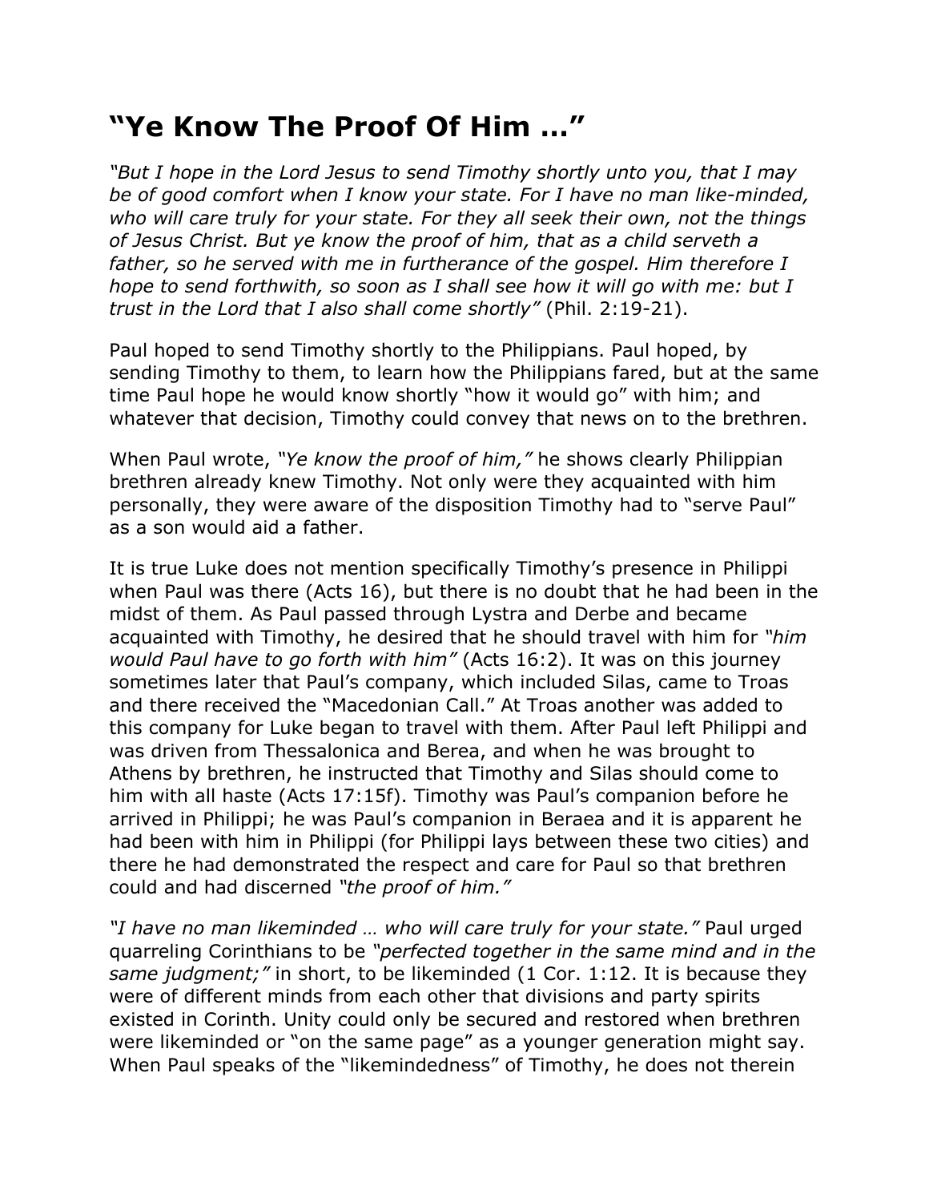# "Ye Know The Proof Of Him …"

*"But I hope in the Lord Jesus to send Timothy shortly unto you, that I may be of good comfort when I know your state. For I have no man like-minded, who will care truly for your state. For they all seek their own, not the things of Jesus Christ. But ye know the proof of him, that as a child serveth a father, so he served with me in furtherance of the gospel. Him therefore I hope to send forthwith, so soon as I shall see how it will go with me: but I trust in the Lord that I also shall come shortly"* (Phil. 2:19-21).

Paul hoped to send Timothy shortly to the Philippians. Paul hoped, by sending Timothy to them, to learn how the Philippians fared, but at the same time Paul hope he would know shortly "how it would go" with him; and whatever that decision, Timothy could convey that news on to the brethren.

When Paul wrote, *"Ye know the proof of him,"* he shows clearly Philippian brethren already knew Timothy. Not only were they acquainted with him personally, they were aware of the disposition Timothy had to "serve Paul" as a son would aid a father.

It is true Luke does not mention specifically Timothy's presence in Philippi when Paul was there (Acts 16), but there is no doubt that he had been in the midst of them. As Paul passed through Lystra and Derbe and became acquainted with Timothy, he desired that he should travel with him for *"him would Paul have to go forth with him"* (Acts 16:2). It was on this journey sometimes later that Paul's company, which included Silas, came to Troas and there received the "Macedonian Call." At Troas another was added to this company for Luke began to travel with them. After Paul left Philippi and was driven from Thessalonica and Berea, and when he was brought to Athens by brethren, he instructed that Timothy and Silas should come to him with all haste (Acts 17:15f). Timothy was Paul's companion before he arrived in Philippi; he was Paul's companion in Beraea and it is apparent he had been with him in Philippi (for Philippi lays between these two cities) and there he had demonstrated the respect and care for Paul so that brethren could and had discerned *"the proof of him."*

*"I have no man likeminded … who will care truly for your state."* Paul urged quarreling Corinthians to be *"perfected together in the same mind and in the same judgment;"* in short, to be likeminded (1 Cor. 1:12. It is because they were of different minds from each other that divisions and party spirits existed in Corinth. Unity could only be secured and restored when brethren were likeminded or "on the same page" as a younger generation might say. When Paul speaks of the "likemindedness" of Timothy, he does not therein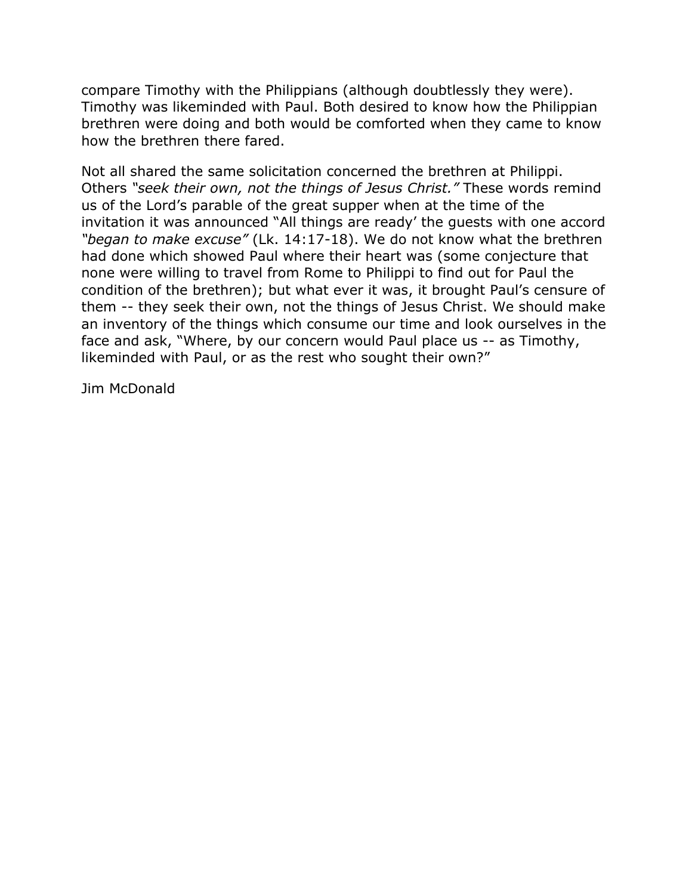compare Timothy with the Philippians (although doubtlessly they were). Timothy was likeminded with Paul. Both desired to know how the Philippian brethren were doing and both would be comforted when they came to know how the brethren there fared.

Not all shared the same solicitation concerned the brethren at Philippi. Others *"seek their own, not the things of Jesus Christ."* These words remind us of the Lord's parable of the great supper when at the time of the invitation it was announced "All things are ready' the guests with one accord *"began to make excuse"* (Lk. 14:17-18). We do not know what the brethren had done which showed Paul where their heart was (some conjecture that none were willing to travel from Rome to Philippi to find out for Paul the condition of the brethren); but what ever it was, it brought Paul's censure of them -- they seek their own, not the things of Jesus Christ. We should make an inventory of the things which consume our time and look ourselves in the face and ask, "Where, by our concern would Paul place us -- as Timothy, likeminded with Paul, or as the rest who sought their own?"

Jim McDonald